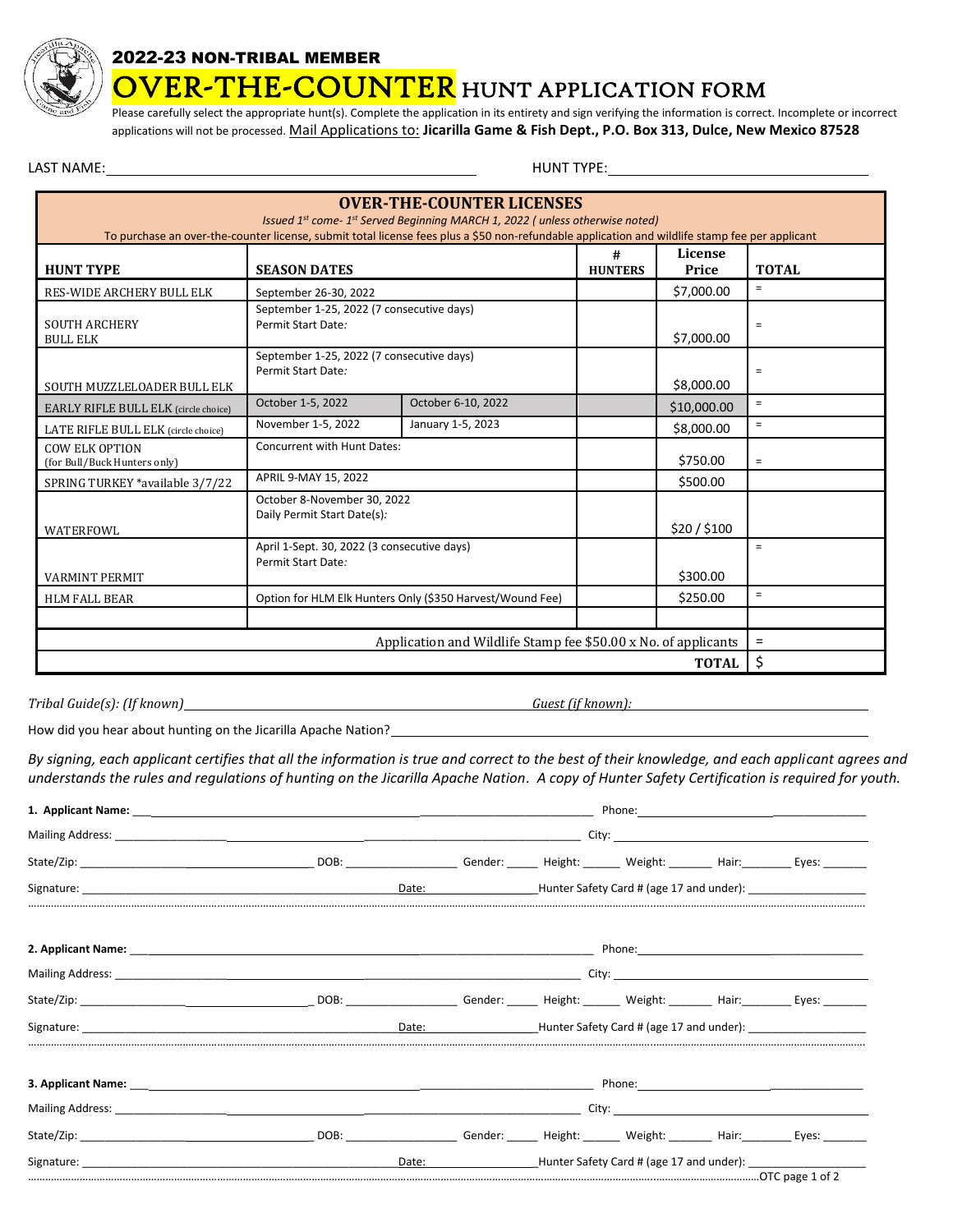# 2022-23 NON-TRIBAL MEMBER

# OVER-THE-COUNTER HUNT APPLICATION FORM

Please carefully select the appropriate hunt(s). Complete the application in its entirety and sign verifying the information is correct. Incomplete or incorrect applications will not be processed. Mail Applications to: **Jicarilla Game & Fish Dept., P.O. Box 313, Dulce, New Mexico 87528**

LAST NAME: \_\_\_\_\_\_\_\_\_\_\_\_\_\_\_\_\_\_\_\_ HUNT TYPE: \_\_\_\_\_\_\_\_\_\_\_\_\_\_\_\_\_\_\_\_

## OVER-THE-COUNTER LICENSES

*Issued 1st come- 1st Served Beginning MARCH 1, 2022 ( unless otherwise noted)*

To purchase an over-the-counter license, submit total license fees plus a $50 non-refundable application and wildlife stamp fee per applicant

| HUNT TYPE | SEASON DATES | | # HUNTERS | License Price | TOTAL |
|---|---|---|---|---|---|
| RES-WIDE ARCHERY BULL ELK | September 26-30, 2022 | | | $7,000.00 | = |
| SOUTH ARCHERY BULL ELK | September 1-25, 2022 (7 consecutive days) Permit Start Date: | | | $7,000.00 | = |
| SOUTH MUZZLELOADER BULL ELK | September 1-25, 2022 (7 consecutive days) Permit Start Date: | | | $8,000.00 | = |
| EARLY RIFLE BULL ELK (circle choice) | October 1-5, 2022 | October 6-10, 2022 | | $10,000.00 | = |
| LATE RIFLE BULL ELK (circle choice) | November 1-5, 2022 | January 1-5, 2023 | | $8,000.00 | = |
| COW ELK OPTION (for Bull/Buck Hunters only) | Concurrent with Hunt Dates: | | | $750.00 | = |
| SPRING TURKEY *available 3/7/22 | APRIL 9-MAY 15, 2022 | | | $500.00 | |
| WATERFOWL | October 8-November 30, 2022 Daily Permit Start Date(s): | | | $20 / $100 | |
| VARMINT PERMIT | April 1-Sept. 30, 2022 (3 consecutive days) Permit Start Date: | | | $300.00 | = |
| HLM FALL BEAR | Option for HLM Elk Hunters Only ($350 Harvest/Wound Fee) | | | $250.00 | = |
| | | | | | |
| Application and Wildlife Stamp fee $50.00 x No. of applicants | | | | | = |
| **TOTAL** | | | | | $ |

*Tribal Guide(s): (If known)* \_\_\_\_\_\_\_\_\_\_\_\_\_\_\_\_\_\_\_\_ *Guest (if known):* \_\_\_\_\_\_\_\_\_\_\_\_\_\_\_\_\_\_\_\_

How did you hear about hunting on the Jicarilla Apache Nation? \_\_\_\_\_\_\_\_\_\_\_\_\_\_\_\_\_\_\_\_

*By signing, each applicant certifies that all the information is true and correct to the best of their knowledge, and each applicant agrees and understands the rules and regulations of hunting on the Jicarilla Apache Nation. A copy of Hunter Safety Certification is required for youth.*

**1. Applicant Name:** \_\_\_\_\_\_\_\_\_\_\_\_\_\_\_\_\_\_\_\_ Phone: \_\_\_\_\_\_\_\_\_\_\_\_\_\_\_\_\_\_\_\_

Mailing Address: \_\_\_\_\_\_\_\_\_\_\_\_\_\_\_\_\_\_\_\_ City: \_\_\_\_\_\_\_\_\_\_\_\_\_\_\_\_\_\_\_\_

State/Zip: \_\_\_\_\_\_\_\_\_\_ DOB: \_\_\_\_\_\_\_\_\_\_ Gender: \_\_\_\_\_ Height: \_\_\_\_\_\_ Weight: \_\_\_\_\_\_\_ Hair: \_\_\_\_\_\_\_\_ Eyes: \_\_\_\_\_\_\_

Signature: \_\_\_\_\_\_\_\_\_\_\_\_\_\_\_\_\_\_\_\_ Date: \_\_\_\_\_\_\_\_\_\_ Hunter Safety Card # (age 17 and under): \_\_\_\_\_\_\_\_\_\_\_\_\_\_\_\_\_\_\_\_

**2. Applicant Name:** \_\_\_\_\_\_\_\_\_\_\_\_\_\_\_\_\_\_\_\_ Phone: \_\_\_\_\_\_\_\_\_\_\_\_\_\_\_\_\_\_\_\_

Mailing Address: \_\_\_\_\_\_\_\_\_\_\_\_\_\_\_\_\_\_\_\_ City: \_\_\_\_\_\_\_\_\_\_\_\_\_\_\_\_\_\_\_\_

State/Zip: \_\_\_\_\_\_\_\_\_\_ DOB: \_\_\_\_\_\_\_\_\_\_ Gender: \_\_\_\_\_ Height: \_\_\_\_\_\_ Weight: \_\_\_\_\_\_\_ Hair: \_\_\_\_\_\_\_\_ Eyes: \_\_\_\_\_\_\_

Signature: \_\_\_\_\_\_\_\_\_\_\_\_\_\_\_\_\_\_\_\_ Date: \_\_\_\_\_\_\_\_\_\_ Hunter Safety Card # (age 17 and under): \_\_\_\_\_\_\_\_\_\_\_\_\_\_\_\_\_\_\_\_

**3. Applicant Name:** \_\_\_\_\_\_\_\_\_\_\_\_\_\_\_\_\_\_\_\_ Phone: \_\_\_\_\_\_\_\_\_\_\_\_\_\_\_\_\_\_\_\_

Mailing Address: \_\_\_\_\_\_\_\_\_\_\_\_\_\_\_\_\_\_\_\_ City: \_\_\_\_\_\_\_\_\_\_\_\_\_\_\_\_\_\_\_\_

State/Zip: \_\_\_\_\_\_\_\_\_\_ DOB: \_\_\_\_\_\_\_\_\_\_ Gender: \_\_\_\_\_ Height: \_\_\_\_\_\_ Weight: \_\_\_\_\_\_\_ Hair: \_\_\_\_\_\_\_\_ Eyes: \_\_\_\_\_\_\_

Signature: \_\_\_\_\_\_\_\_\_\_\_\_\_\_\_\_\_\_\_\_ Date: \_\_\_\_\_\_\_\_\_\_ Hunter Safety Card # (age 17 and under): \_\_\_\_\_\_\_\_\_\_\_\_\_\_\_\_\_\_\_\_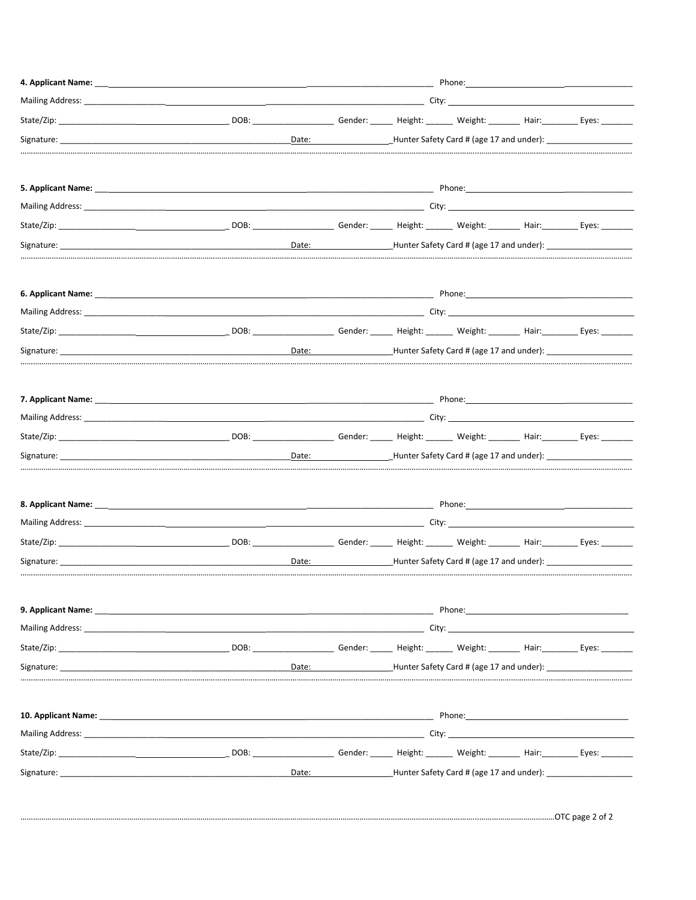**4. Applicant Name:** ______________________________ Phone: ______________________________

Mailing Address: ______________________________ City: ______________________________

State/Zip: ______________________ DOB: ______________ Gender: _____ Height: ______ Weight: _______ Hair: ________ Eyes: _______

Signature: ______________________________ Date: ______________ Hunter Safety Card # (age 17 and under): ______________

---

**5. Applicant Name:** ______________________________ Phone: ______________________________

Mailing Address: ______________________________ City: ______________________________

State/Zip: ______________________ DOB: ______________ Gender: _____ Height: ______ Weight: _______ Hair: ________ Eyes: _______

Signature: ______________________________ Date: ______________ Hunter Safety Card # (age 17 and under): ______________

---

**6. Applicant Name:** ______________________________ Phone: ______________________________

Mailing Address: ______________________________ City: ______________________________

State/Zip: ______________________ DOB: ______________ Gender: _____ Height: ______ Weight: _______ Hair: ________ Eyes: _______

Signature: ______________________________ Date: ______________ Hunter Safety Card # (age 17 and under): ______________

---

**7. Applicant Name:** ______________________________ Phone: ______________________________

Mailing Address: ______________________________ City: ______________________________

State/Zip: ______________________ DOB: ______________ Gender: _____ Height: ______ Weight: _______ Hair: ________ Eyes: _______

Signature: ______________________________ Date: ______________ Hunter Safety Card # (age 17 and under): ______________

---

**8. Applicant Name:** ______________________________ Phone: ______________________________

Mailing Address: ______________________________ City: ______________________________

State/Zip: ______________________ DOB: ______________ Gender: _____ Height: ______ Weight: _______ Hair: ________ Eyes: _______

Signature: ______________________________ Date: ______________ Hunter Safety Card # (age 17 and under): ______________

---

**9. Applicant Name:** ______________________________ Phone: ______________________________

Mailing Address: ______________________________ City: ______________________________

State/Zip: ______________________ DOB: ______________ Gender: _____ Height: ______ Weight: _______ Hair: ________ Eyes: _______

Signature: ______________________________ Date: ______________ Hunter Safety Card # (age 17 and under): ______________

---

**10. Applicant Name:** ______________________________ Phone: ______________________________

Mailing Address: ______________________________ City: ______________________________

State/Zip: ______________________ DOB: ______________ Gender: _____ Height: ______ Weight: _______ Hair: ________ Eyes: _______

Signature: ______________________________ Date: ______________ Hunter Safety Card # (age 17 and under): ______________